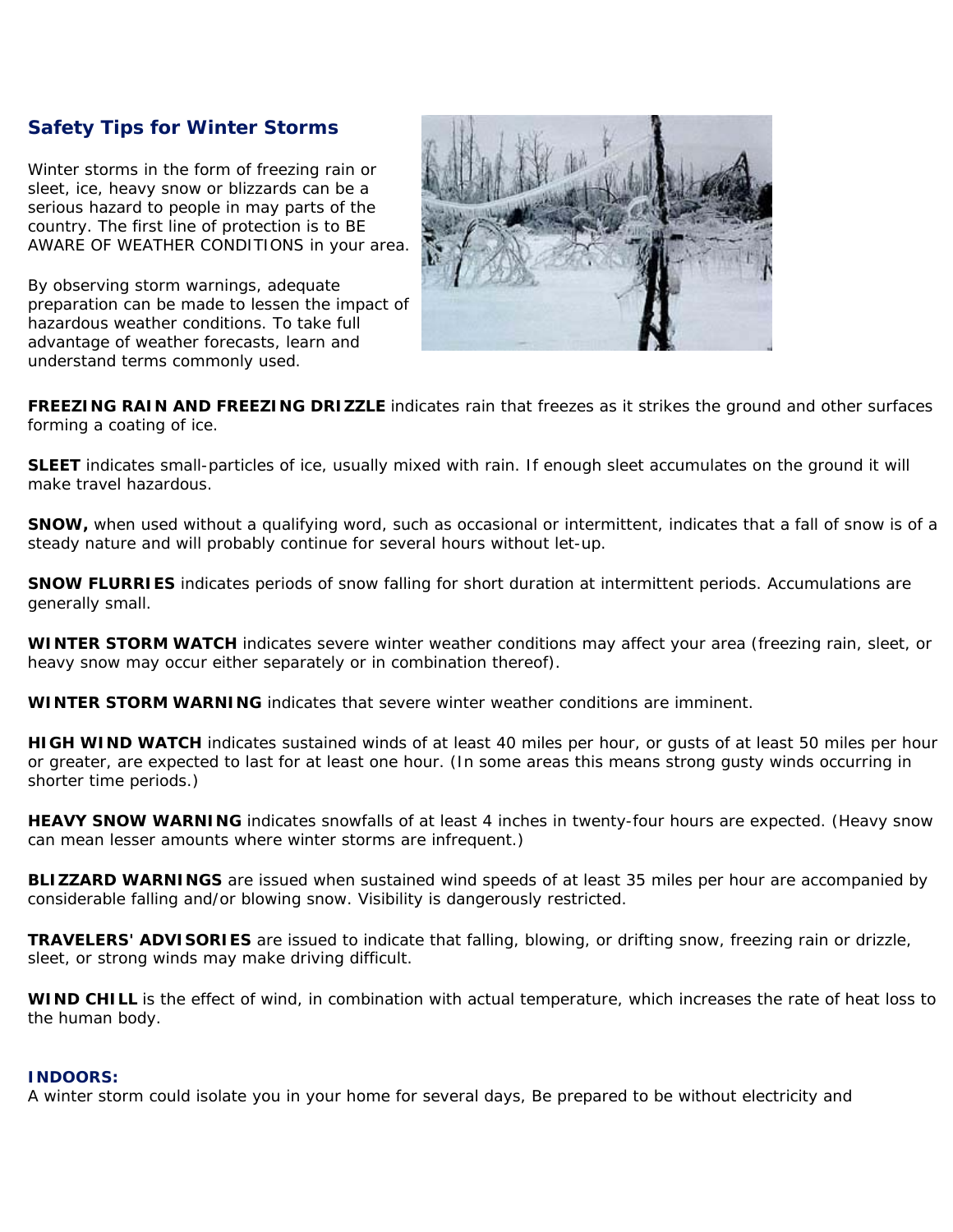## Safety Tips for Winter Storms

Winter storms in the form of freezing rain or sleet, ice, heavy snow or blizzards can be a serious hazard to people in may parts of the country. The first line of protection is to BE AWARE OF WEATHER CONDITIONS in your area.

By observing storm warnings, adequate preparation can be made to lessen the impact of hazardous weather conditions. To take full advantage of weather forecasts, learn and understand terms commonly used.

**FREEZING RAIN AND FREEZING DRIZZLE** indicates rain that freezes as it strikes the ground and other surfaces forming a coating of ice.

**SLEET** indicates small-particles of ice, usually mixed with rain. If enough sleet accumulates on the ground it will make travel hazardous.

**SNOW,** when used without a qualifying word, such as occasional or intermittent, indicates that a fall of snow is of a steady nature and will probably continue for several hours without let-up.

**SNOW FLURRIES** indicates periods of snow falling for short duration at intermittent periods. Accumulations are generally small.

**WINTER STORM WATCH** indicates severe winter weather conditions may affect your area (freezing rain, sleet, or heavy snow may occur either separately or in combination thereof).

**WINTER STORM WARNING** indicates that severe winter weather conditions are imminent.

**HIGH WIND WATCH** indicates sustained winds of at least 40 miles per hour, or gusts of at least 50 miles per hour or greater, are expected to last for at least one hour. (In some areas this means strong gusty winds occurring in shorter time periods.)

**HEAVY SNOW WARNING** indicates snowfalls of at least 4 inches in twenty-four hours are expected. (Heavy snow can mean lesser amounts where winter storms are infrequent.)

**BLIZZARD WARNINGS** are issued when sustained wind speeds of at least 35 miles per hour are accompanied by considerable falling and/or blowing snow. Visibility is dangerously restricted.

**TRAVELERS' ADVISORIES** are issued to indicate that falling, blowing, or drifting snow, freezing rain or drizzle, sleet, or strong winds may make driving difficult.

**WIND CHILL** is the effect of wind, in combination with actual temperature, which increases the rate of heat loss to the human body.

### INDOORS:

A winter storm could isolate you in your home for several days, Be prepared to be without electricity and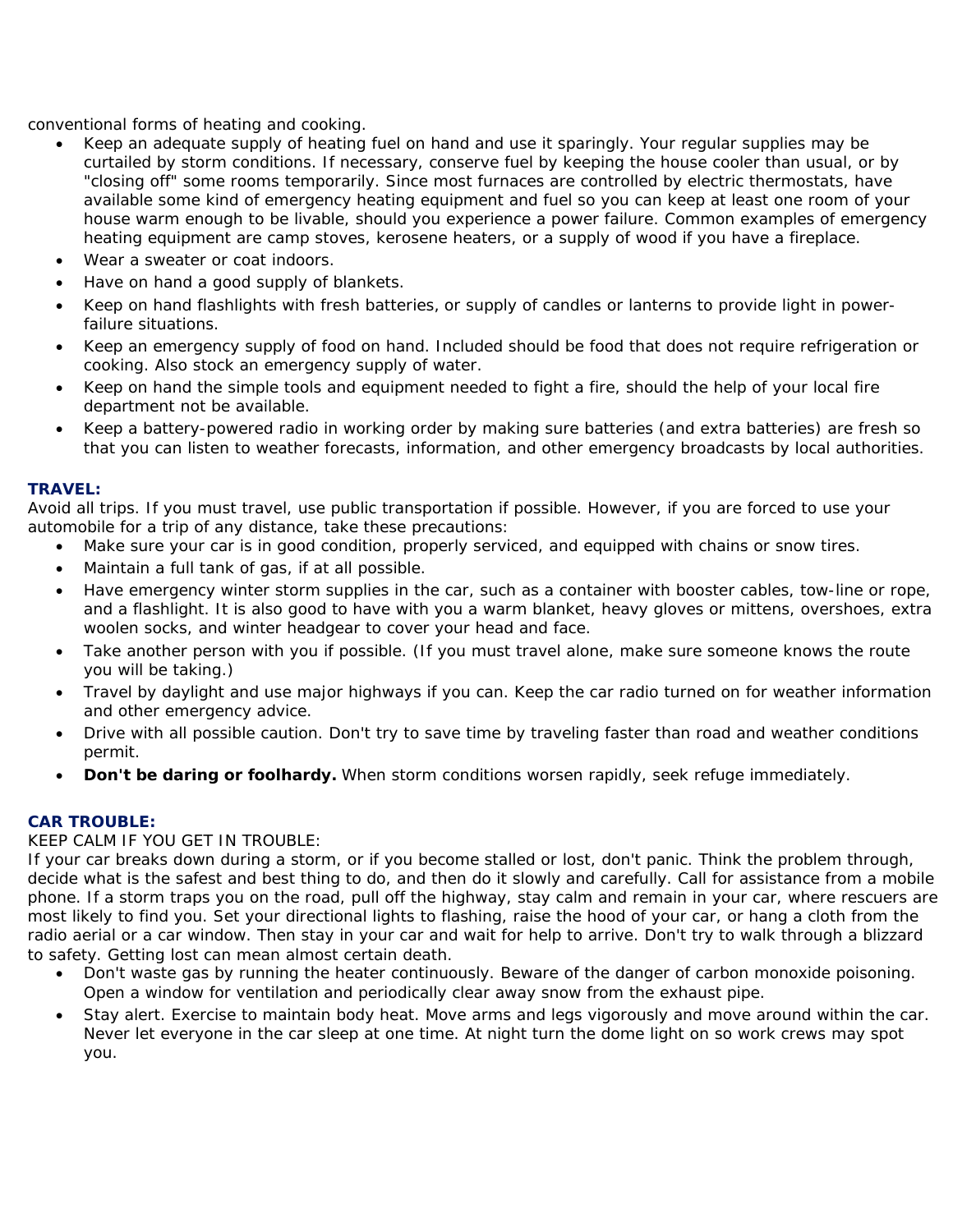conventional forms of heating and cooking.

- Keep an adequate supply of heating fuel on hand and use it sparingly. Your regular supplies may be curtailed by storm conditions. If necessary, conserve fuel by keeping the house cooler than usual, or by "closing off" some rooms temporarily. Since most furnaces are controlled by electric thermostats, have available some kind of emergency heating equipment and fuel so you can keep at least one room of your house warm enough to be livable, should you experience a power failure. Common examples of emergency heating equipment are camp stoves, kerosene heaters, or a supply of wood if you have a fireplace.
- Wear a sweater or coat indoors.
- Have on hand a good supply of blankets.
- Keep on hand flashlights with fresh batteries, or supply of candles or lanterns to provide light in power-failure situations.
- Keep an emergency supply of food on hand. Included should be food that does not require refrigeration or cooking. Also stock an emergency supply of water.
- Keep on hand the simple tools and equipment needed to fight a fire, should the help of your local fire department not be available.
- Keep a battery-powered radio in working order by making sure batteries (and extra batteries) are fresh so that you can listen to weather forecasts, information, and other emergency broadcasts by local authorities.

**TRAVEL:**

Avoid all trips. If you must travel, use public transportation if possible. However, if you are forced to use your automobile for a trip of any distance, take these precautions:

- Make sure your car is in good condition, properly serviced, and equipped with chains or snow tires.
- Maintain a full tank of gas, if at all possible.
- Have emergency winter storm supplies in the car, such as a container with booster cables, tow-line or rope, and a flashlight. It is also good to have with you a warm blanket, heavy gloves or mittens, overshoes, extra woolen socks, and winter headgear to cover your head and face.
- Take another person with you if possible. (If you must travel alone, make sure someone knows the route you will be taking.)
- Travel by daylight and use major highways if you can. Keep the car radio turned on for weather information and other emergency advice.
- Drive with all possible caution. Don't try to save time by traveling faster than road and weather conditions permit.
- **Don't be daring or foolhardy.** When storm conditions worsen rapidly, seek refuge immediately.

**CAR TROUBLE:**

KEEP CALM IF YOU GET IN TROUBLE:

If your car breaks down during a storm, or if you become stalled or lost, don't panic. Think the problem through, decide what is the safest and best thing to do, and then do it slowly and carefully. Call for assistance from a mobile phone. If a storm traps you on the road, pull off the highway, stay calm and remain in your car, where rescuers are most likely to find you. Set your directional lights to flashing, raise the hood of your car, or hang a cloth from the radio aerial or a car window. Then stay in your car and wait for help to arrive. Don't try to walk through a blizzard to safety. Getting lost can mean almost certain death.

- Don't waste gas by running the heater continuously. Beware of the danger of carbon monoxide poisoning. Open a window for ventilation and periodically clear away snow from the exhaust pipe.
- Stay alert. Exercise to maintain body heat. Move arms and legs vigorously and move around within the car. Never let everyone in the car sleep at one time. At night turn the dome light on so work crews may spot you.